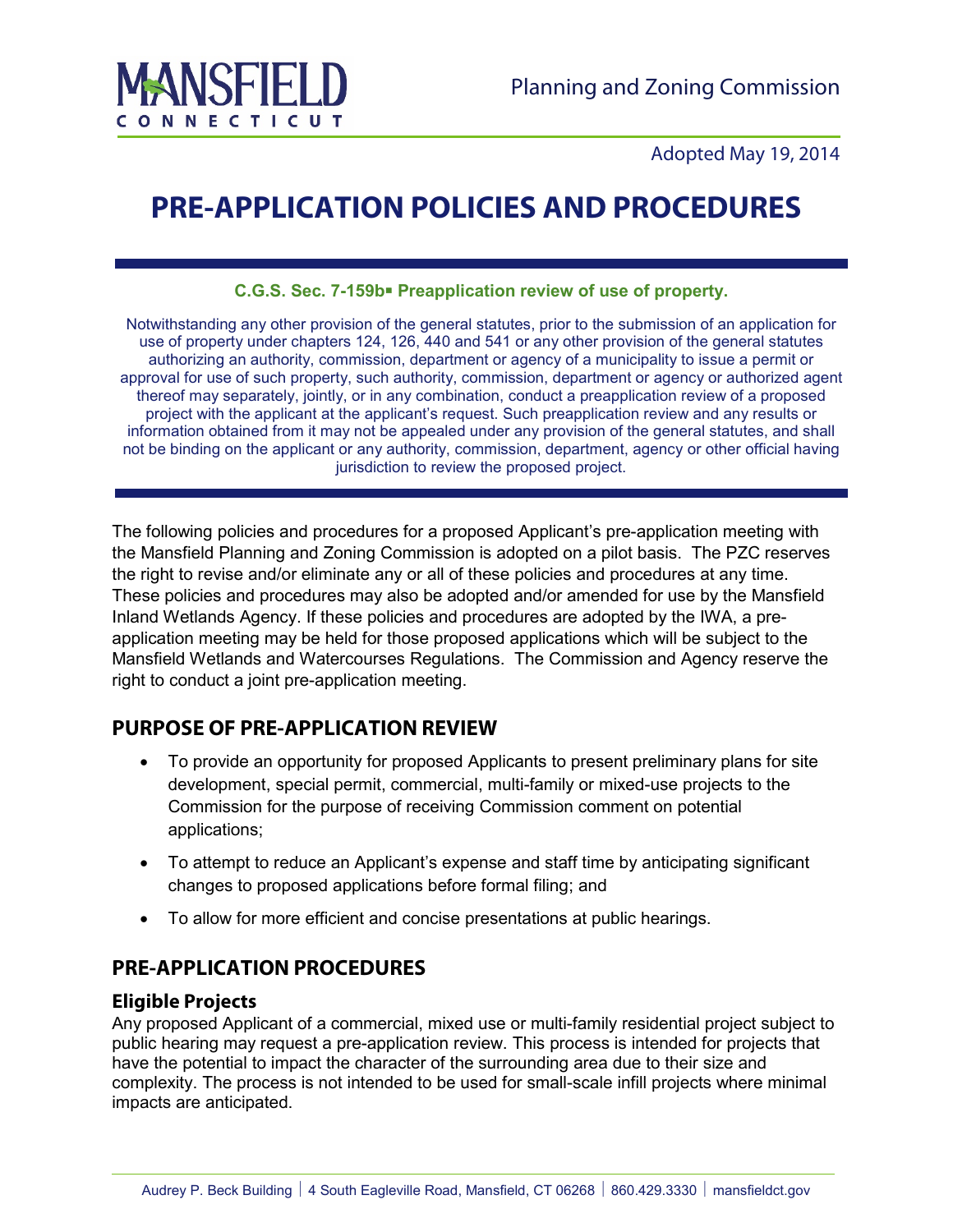MANSFIELD CONNECTICUT

Planning and Zoning Commission

Adopted May 19, 2014

# PRE-APPLICATION POLICIES AND PROCEDURES

**C.G.S. Sec. 7-159b▪ Preapplication review of use of property.**

Notwithstanding any other provision of the general statutes, prior to the submission of an application for use of property under chapters 124, 126, 440 and 541 or any other provision of the general statutes authorizing an authority, commission, department or agency of a municipality to issue a permit or approval for use of such property, such authority, commission, department or agency or authorized agent thereof may separately, jointly, or in any combination, conduct a preapplication review of a proposed project with the applicant at the applicant's request. Such preapplication review and any results or information obtained from it may not be appealed under any provision of the general statutes, and shall not be binding on the applicant or any authority, commission, department, agency or other official having jurisdiction to review the proposed project.

The following policies and procedures for a proposed Applicant's pre-application meeting with the Mansfield Planning and Zoning Commission is adopted on a pilot basis. The PZC reserves the right to revise and/or eliminate any or all of these policies and procedures at any time. These policies and procedures may also be adopted and/or amended for use by the Mansfield Inland Wetlands Agency. If these policies and procedures are adopted by the IWA, a pre-application meeting may be held for those proposed applications which will be subject to the Mansfield Wetlands and Watercourses Regulations. The Commission and Agency reserve the right to conduct a joint pre-application meeting.

## PURPOSE OF PRE-APPLICATION REVIEW

- To provide an opportunity for proposed Applicants to present preliminary plans for site development, special permit, commercial, multi-family or mixed-use projects to the Commission for the purpose of receiving Commission comment on potential applications;
- To attempt to reduce an Applicant's expense and staff time by anticipating significant changes to proposed applications before formal filing; and
- To allow for more efficient and concise presentations at public hearings.

## PRE-APPLICATION PROCEDURES

### Eligible Projects

Any proposed Applicant of a commercial, mixed use or multi-family residential project subject to public hearing may request a pre-application review. This process is intended for projects that have the potential to impact the character of the surrounding area due to their size and complexity. The process is not intended to be used for small-scale infill projects where minimal impacts are anticipated.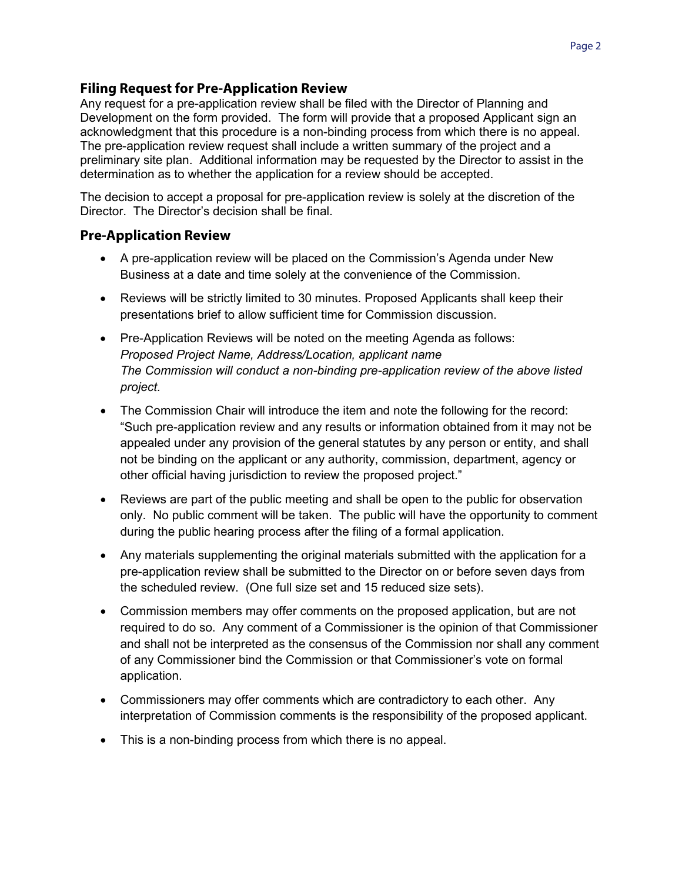## Filing Request for Pre-Application Review

Any request for a pre-application review shall be filed with the Director of Planning and Development on the form provided. The form will provide that a proposed Applicant sign an acknowledgment that this procedure is a non-binding process from which there is no appeal. The pre-application review request shall include a written summary of the project and a preliminary site plan. Additional information may be requested by the Director to assist in the determination as to whether the application for a review should be accepted.

The decision to accept a proposal for pre-application review is solely at the discretion of the Director. The Director's decision shall be final.

## Pre-Application Review

- A pre-application review will be placed on the Commission's Agenda under New Business at a date and time solely at the convenience of the Commission.
- Reviews will be strictly limited to 30 minutes. Proposed Applicants shall keep their presentations brief to allow sufficient time for Commission discussion.
- Pre-Application Reviews will be noted on the meeting Agenda as follows:
  *Proposed Project Name, Address/Location, applicant name*
  *The Commission will conduct a non-binding pre-application review of the above listed project.*
- The Commission Chair will introduce the item and note the following for the record: "Such pre-application review and any results or information obtained from it may not be appealed under any provision of the general statutes by any person or entity, and shall not be binding on the applicant or any authority, commission, department, agency or other official having jurisdiction to review the proposed project."
- Reviews are part of the public meeting and shall be open to the public for observation only. No public comment will be taken. The public will have the opportunity to comment during the public hearing process after the filing of a formal application.
- Any materials supplementing the original materials submitted with the application for a pre-application review shall be submitted to the Director on or before seven days from the scheduled review. (One full size set and 15 reduced size sets).
- Commission members may offer comments on the proposed application, but are not required to do so. Any comment of a Commissioner is the opinion of that Commissioner and shall not be interpreted as the consensus of the Commission nor shall any comment of any Commissioner bind the Commission or that Commissioner's vote on formal application.
- Commissioners may offer comments which are contradictory to each other. Any interpretation of Commission comments is the responsibility of the proposed applicant.
- This is a non-binding process from which there is no appeal.